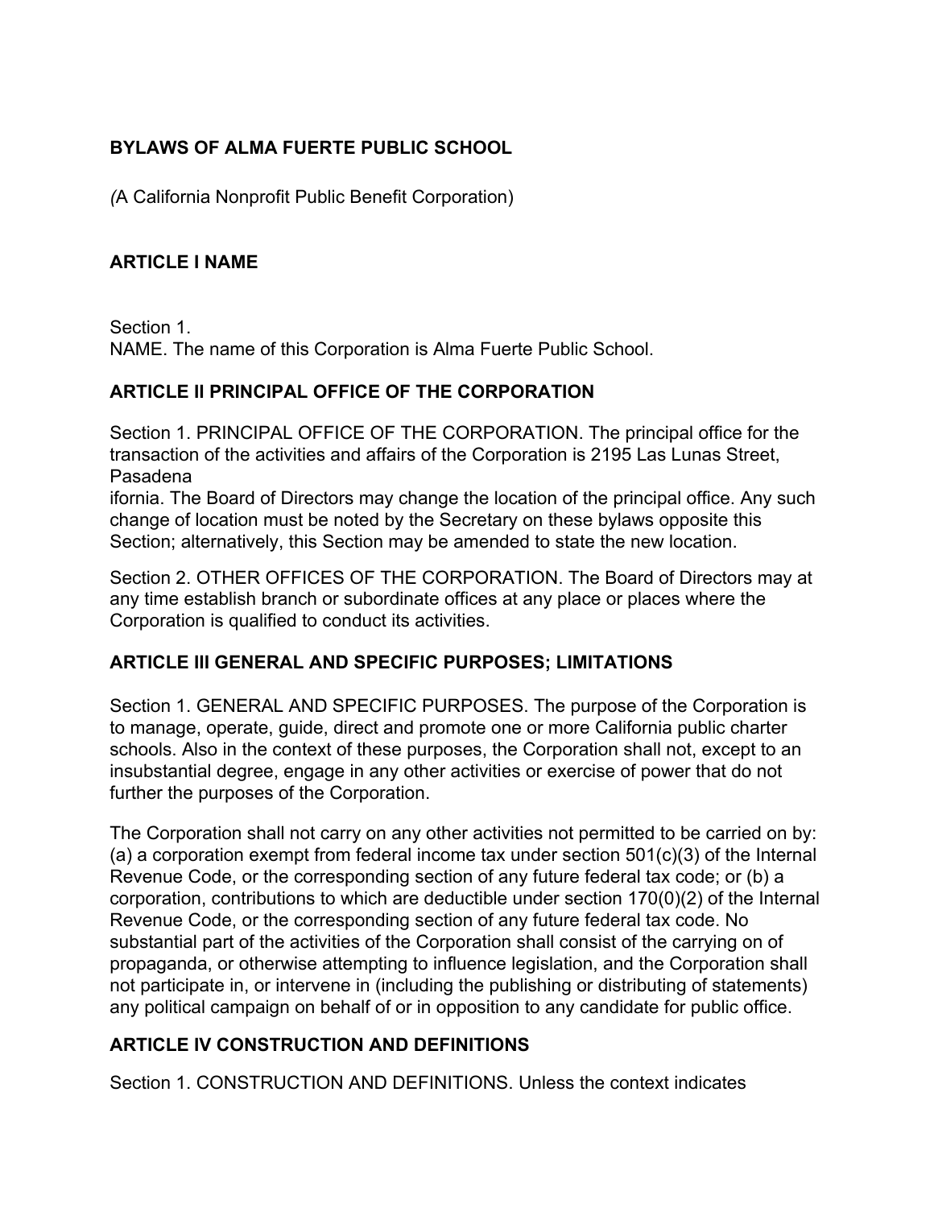**BYLAWS OF ALMA FUERTE PUBLIC SCHOOL**

*(*A California Nonprofit Public Benefit Corporation)

## ARTICLE I NAME

Section 1.
NAME. The name of this Corporation is Alma Fuerte Public School.

## ARTICLE II PRINCIPAL OFFICE OF THE CORPORATION

Section 1. PRINCIPAL OFFICE OF THE CORPORATION. The principal office for the transaction of the activities and affairs of the Corporation is 2195 Las Lunas Street, Pasadena
ifornia. The Board of Directors may change the location of the principal office. Any such change of location must be noted by the Secretary on these bylaws opposite this Section; alternatively, this Section may be amended to state the new location.

Section 2. OTHER OFFICES OF THE CORPORATION. The Board of Directors may at any time establish branch or subordinate offices at any place or places where the Corporation is qualified to conduct its activities.

## ARTICLE III GENERAL AND SPECIFIC PURPOSES; LIMITATIONS

Section 1. GENERAL AND SPECIFIC PURPOSES. The purpose of the Corporation is to manage, operate, guide, direct and promote one or more California public charter schools. Also in the context of these purposes, the Corporation shall not, except to an insubstantial degree, engage in any other activities or exercise of power that do not further the purposes of the Corporation.

The Corporation shall not carry on any other activities not permitted to be carried on by: (a) a corporation exempt from federal income tax under section 501(c)(3) of the Internal Revenue Code, or the corresponding section of any future federal tax code; or (b) a corporation, contributions to which are deductible under section 170(0)(2) of the Internal Revenue Code, or the corresponding section of any future federal tax code. No substantial part of the activities of the Corporation shall consist of the carrying on of propaganda, or otherwise attempting to influence legislation, and the Corporation shall not participate in, or intervene in (including the publishing or distributing of statements) any political campaign on behalf of or in opposition to any candidate for public office.

## ARTICLE IV CONSTRUCTION AND DEFINITIONS

Section 1. CONSTRUCTION AND DEFINITIONS. Unless the context indicates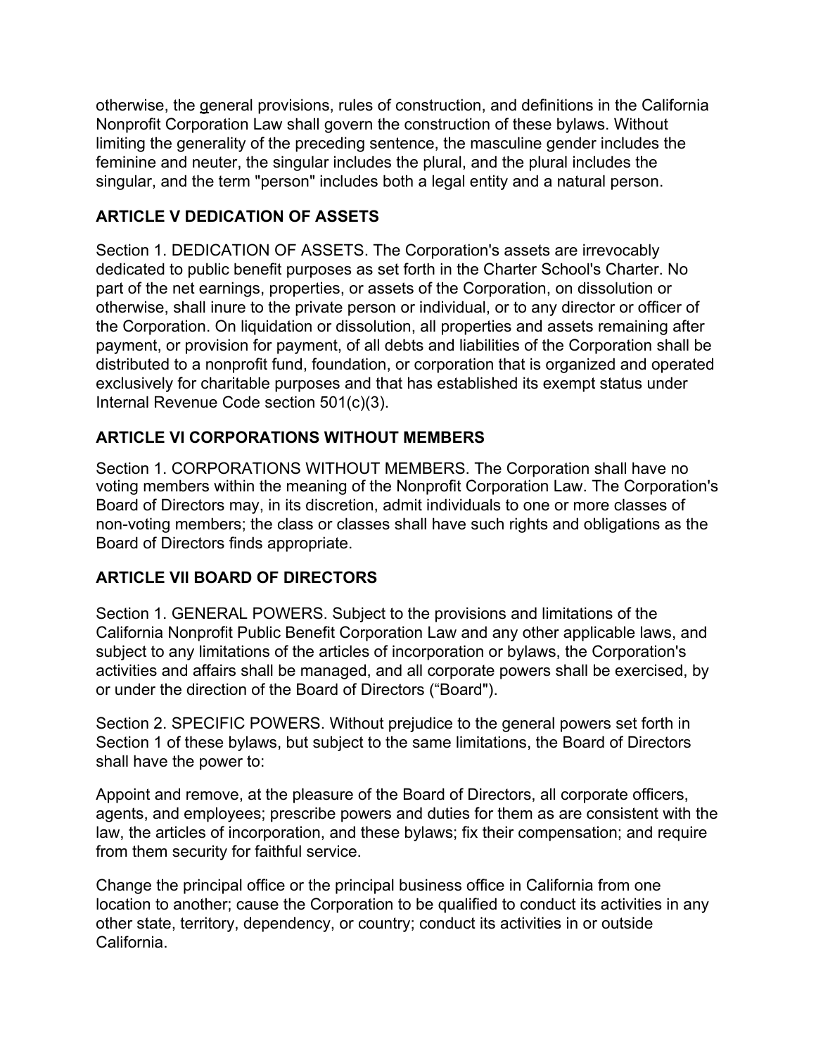otherwise, the general provisions, rules of construction, and definitions in the California Nonprofit Corporation Law shall govern the construction of these bylaws. Without limiting the generality of the preceding sentence, the masculine gender includes the feminine and neuter, the singular includes the plural, and the plural includes the singular, and the term "person" includes both a legal entity and a natural person.

## ARTICLE V DEDICATION OF ASSETS

Section 1. DEDICATION OF ASSETS. The Corporation's assets are irrevocably dedicated to public benefit purposes as set forth in the Charter School's Charter. No part of the net earnings, properties, or assets of the Corporation, on dissolution or otherwise, shall inure to the private person or individual, or to any director or officer of the Corporation. On liquidation or dissolution, all properties and assets remaining after payment, or provision for payment, of all debts and liabilities of the Corporation shall be distributed to a nonprofit fund, foundation, or corporation that is organized and operated exclusively for charitable purposes and that has established its exempt status under Internal Revenue Code section 501(c)(3).

## ARTICLE VI CORPORATIONS WITHOUT MEMBERS

Section 1. CORPORATIONS WITHOUT MEMBERS. The Corporation shall have no voting members within the meaning of the Nonprofit Corporation Law. The Corporation's Board of Directors may, in its discretion, admit individuals to one or more classes of non-voting members; the class or classes shall have such rights and obligations as the Board of Directors finds appropriate.

## ARTICLE VII BOARD OF DIRECTORS

Section 1. GENERAL POWERS. Subject to the provisions and limitations of the California Nonprofit Public Benefit Corporation Law and any other applicable laws, and subject to any limitations of the articles of incorporation or bylaws, the Corporation's activities and affairs shall be managed, and all corporate powers shall be exercised, by or under the direction of the Board of Directors (“Board").

Section 2. SPECIFIC POWERS. Without prejudice to the general powers set forth in Section 1 of these bylaws, but subject to the same limitations, the Board of Directors shall have the power to:

Appoint and remove, at the pleasure of the Board of Directors, all corporate officers, agents, and employees; prescribe powers and duties for them as are consistent with the law, the articles of incorporation, and these bylaws; fix their compensation; and require from them security for faithful service.

Change the principal office or the principal business office in California from one location to another; cause the Corporation to be qualified to conduct its activities in any other state, territory, dependency, or country; conduct its activities in or outside California.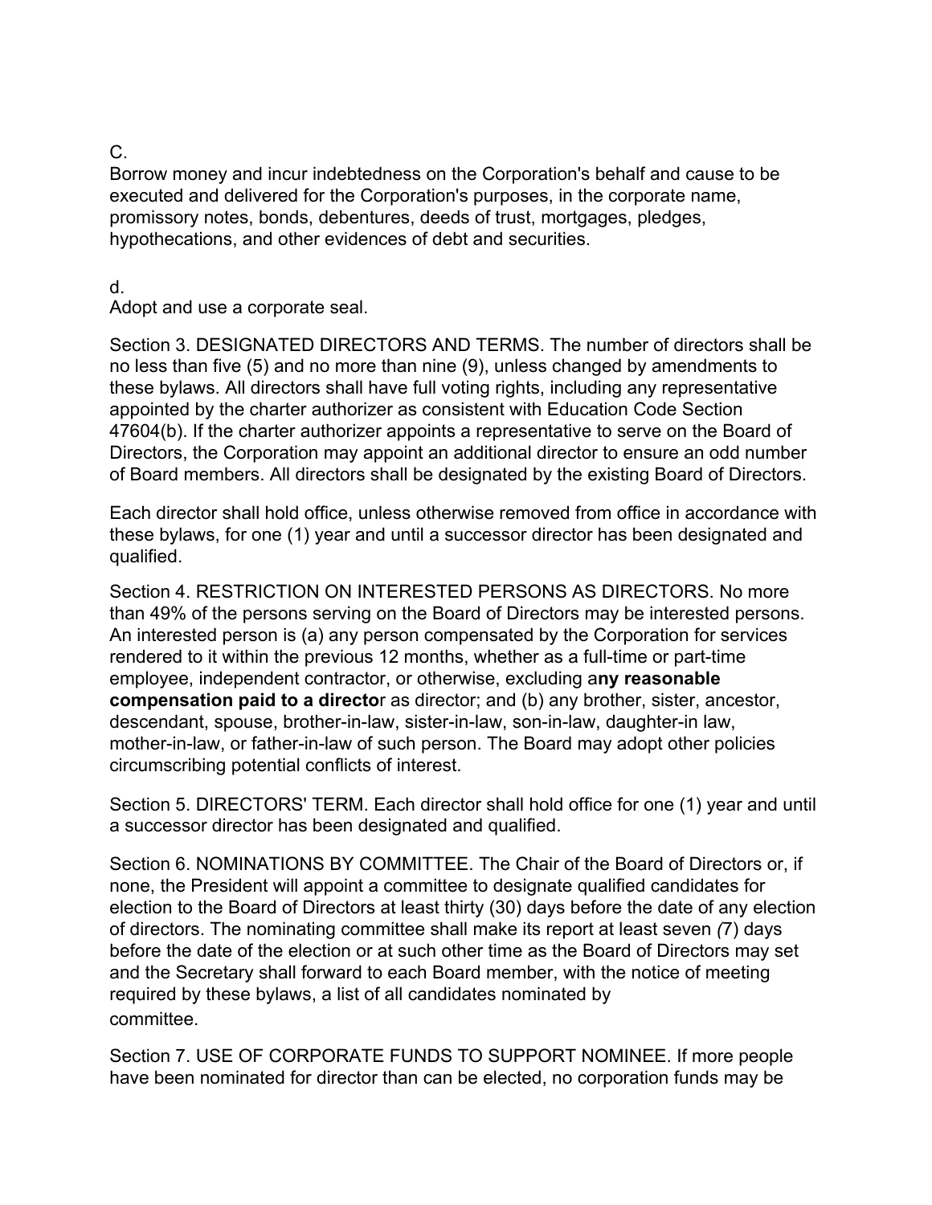C.
Borrow money and incur indebtedness on the Corporation's behalf and cause to be executed and delivered for the Corporation's purposes, in the corporate name, promissory notes, bonds, debentures, deeds of trust, mortgages, pledges, hypothecations, and other evidences of debt and securities.

d.
Adopt and use a corporate seal.

Section 3. DESIGNATED DIRECTORS AND TERMS. The number of directors shall be no less than five (5) and no more than nine (9), unless changed by amendments to these bylaws. All directors shall have full voting rights, including any representative appointed by the charter authorizer as consistent with Education Code Section 47604(b). If the charter authorizer appoints a representative to serve on the Board of Directors, the Corporation may appoint an additional director to ensure an odd number of Board members. All directors shall be designated by the existing Board of Directors.

Each director shall hold office, unless otherwise removed from office in accordance with these bylaws, for one (1) year and until a successor director has been designated and qualified.

Section 4. RESTRICTION ON INTERESTED PERSONS AS DIRECTORS. No more than 49% of the persons serving on the Board of Directors may be interested persons. An interested person is (a) any person compensated by the Corporation for services rendered to it within the previous 12 months, whether as a full-time or part-time employee, independent contractor, or otherwise, excluding a**ny reasonable compensation paid to a directo**r as director; and (b) any brother, sister, ancestor, descendant, spouse, brother-in-law, sister-in-law, son-in-law, daughter-in law, mother-in-law, or father-in-law of such person. The Board may adopt other policies circumscribing potential conflicts of interest.

Section 5. DIRECTORS' TERM. Each director shall hold office for one (1) year and until a successor director has been designated and qualified.

Section 6. NOMINATIONS BY COMMITTEE. The Chair of the Board of Directors or, if none, the President will appoint a committee to designate qualified candidates for election to the Board of Directors at least thirty (30) days before the date of any election of directors. The nominating committee shall make its report at least seven (7) days before the date of the election or at such other time as the Board of Directors may set and the Secretary shall forward to each Board member, with the notice of meeting required by these bylaws, a list of all candidates nominated by committee.

Section 7. USE OF CORPORATE FUNDS TO SUPPORT NOMINEE. If more people have been nominated for director than can be elected, no corporation funds may be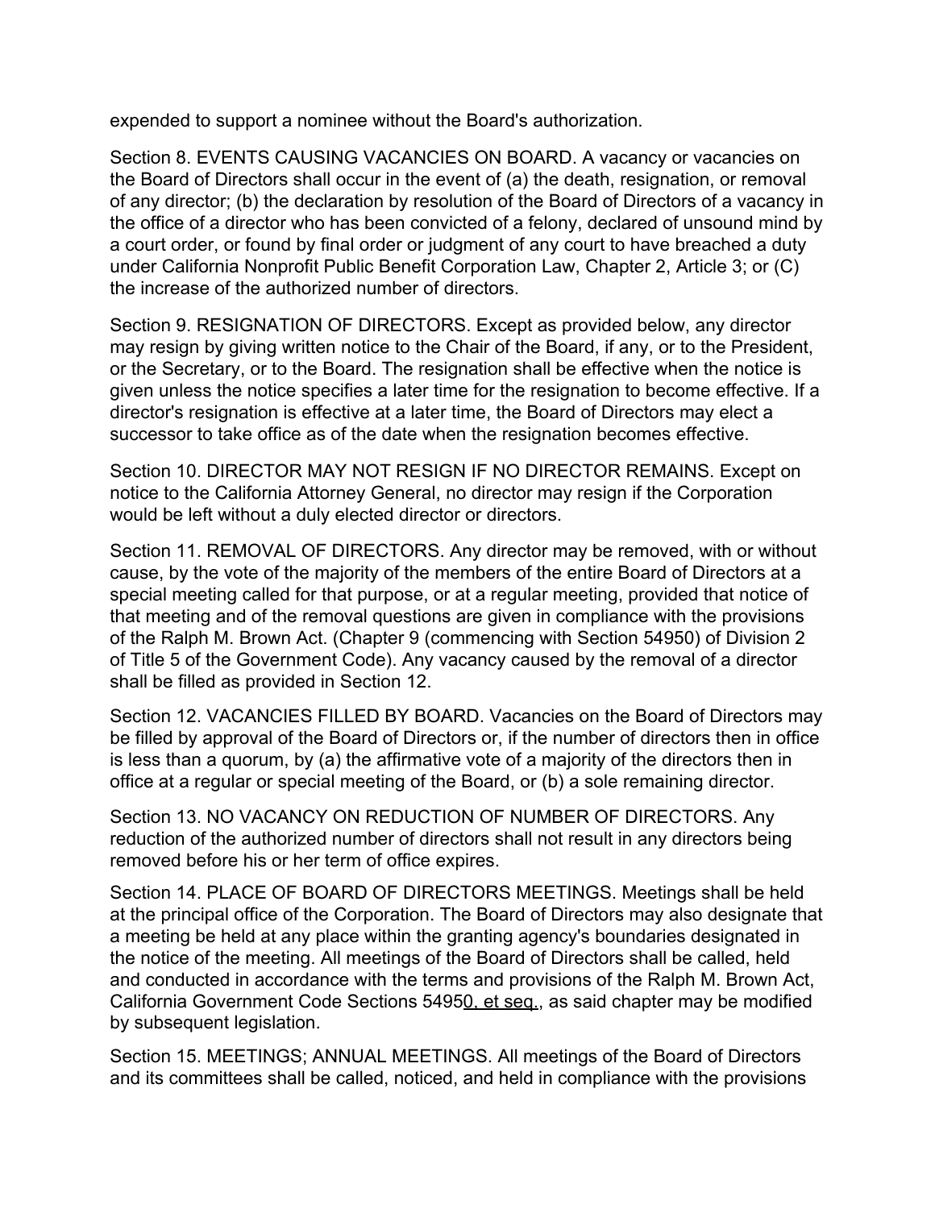expended to support a nominee without the Board's authorization.

Section 8. EVENTS CAUSING VACANCIES ON BOARD. A vacancy or vacancies on the Board of Directors shall occur in the event of (a) the death, resignation, or removal of any director; (b) the declaration by resolution of the Board of Directors of a vacancy in the office of a director who has been convicted of a felony, declared of unsound mind by a court order, or found by final order or judgment of any court to have breached a duty under California Nonprofit Public Benefit Corporation Law, Chapter 2, Article 3; or (C) the increase of the authorized number of directors.

Section 9. RESIGNATION OF DIRECTORS. Except as provided below, any director may resign by giving written notice to the Chair of the Board, if any, or to the President, or the Secretary, or to the Board. The resignation shall be effective when the notice is given unless the notice specifies a later time for the resignation to become effective. If a director's resignation is effective at a later time, the Board of Directors may elect a successor to take office as of the date when the resignation becomes effective.

Section 10. DIRECTOR MAY NOT RESIGN IF NO DIRECTOR REMAINS. Except on notice to the California Attorney General, no director may resign if the Corporation would be left without a duly elected director or directors.

Section 11. REMOVAL OF DIRECTORS. Any director may be removed, with or without cause, by the vote of the majority of the members of the entire Board of Directors at a special meeting called for that purpose, or at a regular meeting, provided that notice of that meeting and of the removal questions are given in compliance with the provisions of the Ralph M. Brown Act. (Chapter 9 (commencing with Section 54950) of Division 2 of Title 5 of the Government Code). Any vacancy caused by the removal of a director shall be filled as provided in Section 12.

Section 12. VACANCIES FILLED BY BOARD. Vacancies on the Board of Directors may be filled by approval of the Board of Directors or, if the number of directors then in office is less than a quorum, by (a) the affirmative vote of a majority of the directors then in office at a regular or special meeting of the Board, or (b) a sole remaining director.

Section 13. NO VACANCY ON REDUCTION OF NUMBER OF DIRECTORS. Any reduction of the authorized number of directors shall not result in any directors being removed before his or her term of office expires.

Section 14. PLACE OF BOARD OF DIRECTORS MEETINGS. Meetings shall be held at the principal office of the Corporation. The Board of Directors may also designate that a meeting be held at any place within the granting agency's boundaries designated in the notice of the meeting. All meetings of the Board of Directors shall be called, held and conducted in accordance with the terms and provisions of the Ralph M. Brown Act, California Government Code Sections 54950, et seq., as said chapter may be modified by subsequent legislation.

Section 15. MEETINGS; ANNUAL MEETINGS. All meetings of the Board of Directors and its committees shall be called, noticed, and held in compliance with the provisions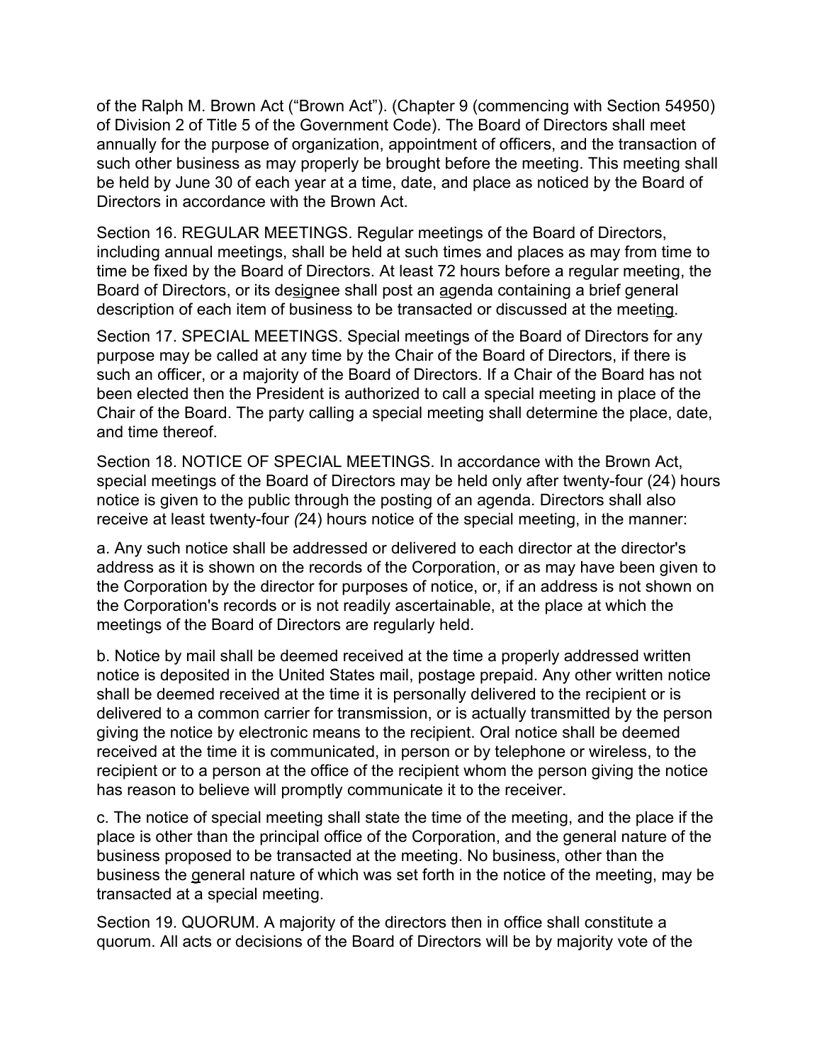of the Ralph M. Brown Act ("Brown Act"). (Chapter 9 (commencing with Section 54950) of Division 2 of Title 5 of the Government Code). The Board of Directors shall meet annually for the purpose of organization, appointment of officers, and the transaction of such other business as may properly be brought before the meeting. This meeting shall be held by June 30 of each year at a time, date, and place as noticed by the Board of Directors in accordance with the Brown Act.

Section 16. REGULAR MEETINGS. Regular meetings of the Board of Directors, including annual meetings, shall be held at such times and places as may from time to time be fixed by the Board of Directors. At least 72 hours before a regular meeting, the Board of Directors, or its designee shall post an agenda containing a brief general description of each item of business to be transacted or discussed at the meeting.

Section 17. SPECIAL MEETINGS. Special meetings of the Board of Directors for any purpose may be called at any time by the Chair of the Board of Directors, if there is such an officer, or a majority of the Board of Directors. If a Chair of the Board has not been elected then the President is authorized to call a special meeting in place of the Chair of the Board. The party calling a special meeting shall determine the place, date, and time thereof.

Section 18. NOTICE OF SPECIAL MEETINGS. In accordance with the Brown Act, special meetings of the Board of Directors may be held only after twenty-four (24) hours notice is given to the public through the posting of an agenda. Directors shall also receive at least twenty-four (24) hours notice of the special meeting, in the manner:

a. Any such notice shall be addressed or delivered to each director at the director's address as it is shown on the records of the Corporation, or as may have been given to the Corporation by the director for purposes of notice, or, if an address is not shown on the Corporation's records or is not readily ascertainable, at the place at which the meetings of the Board of Directors are regularly held.

b. Notice by mail shall be deemed received at the time a properly addressed written notice is deposited in the United States mail, postage prepaid. Any other written notice shall be deemed received at the time it is personally delivered to the recipient or is delivered to a common carrier for transmission, or is actually transmitted by the person giving the notice by electronic means to the recipient. Oral notice shall be deemed received at the time it is communicated, in person or by telephone or wireless, to the recipient or to a person at the office of the recipient whom the person giving the notice has reason to believe will promptly communicate it to the receiver.

c. The notice of special meeting shall state the time of the meeting, and the place if the place is other than the principal office of the Corporation, and the general nature of the business proposed to be transacted at the meeting. No business, other than the business the general nature of which was set forth in the notice of the meeting, may be transacted at a special meeting.

Section 19. QUORUM. A majority of the directors then in office shall constitute a quorum. All acts or decisions of the Board of Directors will be by majority vote of the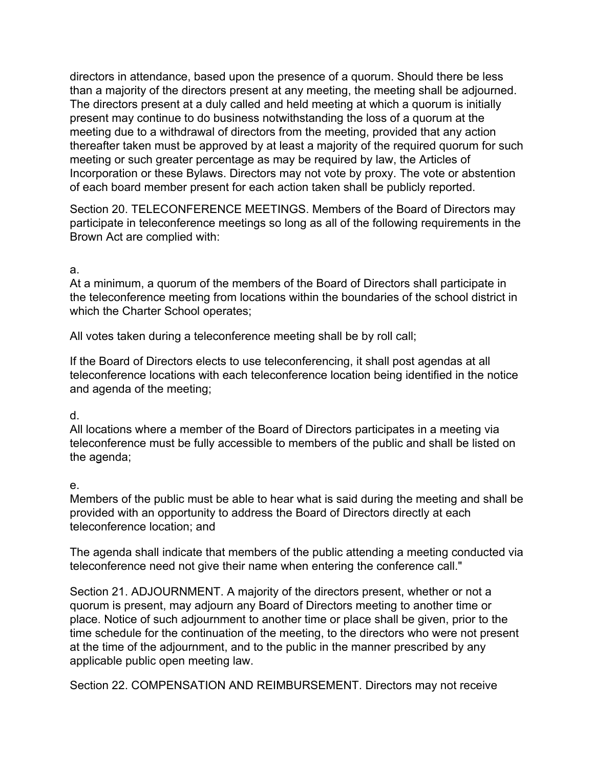directors in attendance, based upon the presence of a quorum. Should there be less than a majority of the directors present at any meeting, the meeting shall be adjourned. The directors present at a duly called and held meeting at which a quorum is initially present may continue to do business notwithstanding the loss of a quorum at the meeting due to a withdrawal of directors from the meeting, provided that any action thereafter taken must be approved by at least a majority of the required quorum for such meeting or such greater percentage as may be required by law, the Articles of Incorporation or these Bylaws. Directors may not vote by proxy. The vote or abstention of each board member present for each action taken shall be publicly reported.

Section 20. TELECONFERENCE MEETINGS. Members of the Board of Directors may participate in teleconference meetings so long as all of the following requirements in the Brown Act are complied with:

a.
At a minimum, a quorum of the members of the Board of Directors shall participate in the teleconference meeting from locations within the boundaries of the school district in which the Charter School operates;

All votes taken during a teleconference meeting shall be by roll call;

If the Board of Directors elects to use teleconferencing, it shall post agendas at all teleconference locations with each teleconference location being identified in the notice and agenda of the meeting;

d.
All locations where a member of the Board of Directors participates in a meeting via teleconference must be fully accessible to members of the public and shall be listed on the agenda;

e.
Members of the public must be able to hear what is said during the meeting and shall be provided with an opportunity to address the Board of Directors directly at each teleconference location; and

The agenda shall indicate that members of the public attending a meeting conducted via teleconference need not give their name when entering the conference call."

Section 21. ADJOURNMENT. A majority of the directors present, whether or not a quorum is present, may adjourn any Board of Directors meeting to another time or place. Notice of such adjournment to another time or place shall be given, prior to the time schedule for the continuation of the meeting, to the directors who were not present at the time of the adjournment, and to the public in the manner prescribed by any applicable public open meeting law.

Section 22. COMPENSATION AND REIMBURSEMENT. Directors may not receive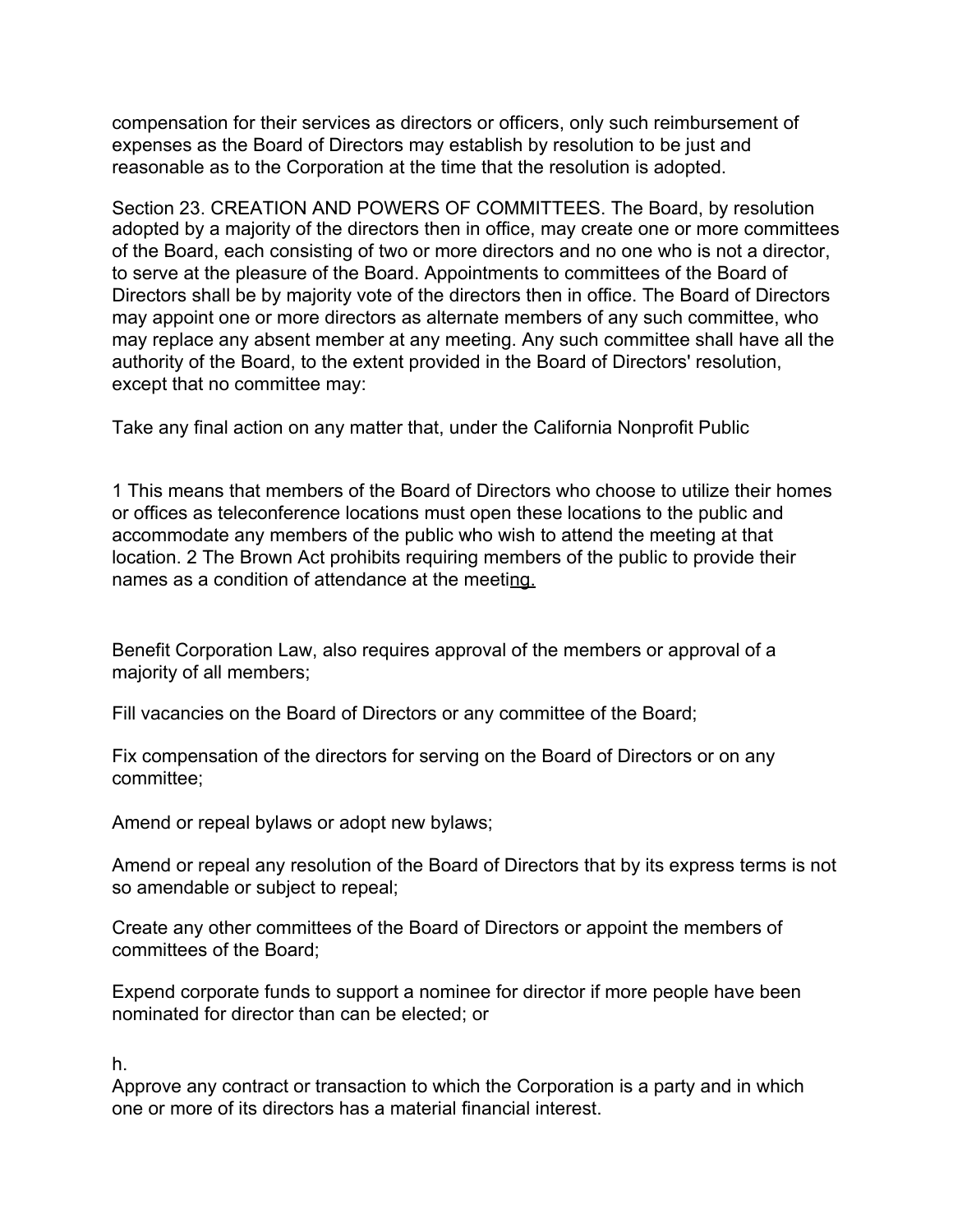compensation for their services as directors or officers, only such reimbursement of expenses as the Board of Directors may establish by resolution to be just and reasonable as to the Corporation at the time that the resolution is adopted.

Section 23. CREATION AND POWERS OF COMMITTEES. The Board, by resolution adopted by a majority of the directors then in office, may create one or more committees of the Board, each consisting of two or more directors and no one who is not a director, to serve at the pleasure of the Board. Appointments to committees of the Board of Directors shall be by majority vote of the directors then in office. The Board of Directors may appoint one or more directors as alternate members of any such committee, who may replace any absent member at any meeting. Any such committee shall have all the authority of the Board, to the extent provided in the Board of Directors' resolution, except that no committee may:

Take any final action on any matter that, under the California Nonprofit Public

1 This means that members of the Board of Directors who choose to utilize their homes or offices as teleconference locations must open these locations to the public and accommodate any members of the public who wish to attend the meeting at that location. 2 The Brown Act prohibits requiring members of the public to provide their names as a condition of attendance at the meeting.

Benefit Corporation Law, also requires approval of the members or approval of a majority of all members;

Fill vacancies on the Board of Directors or any committee of the Board;

Fix compensation of the directors for serving on the Board of Directors or on any committee;

Amend or repeal bylaws or adopt new bylaws;

Amend or repeal any resolution of the Board of Directors that by its express terms is not so amendable or subject to repeal;

Create any other committees of the Board of Directors or appoint the members of committees of the Board;

Expend corporate funds to support a nominee for director if more people have been nominated for director than can be elected; or

h.
Approve any contract or transaction to which the Corporation is a party and in which one or more of its directors has a material financial interest.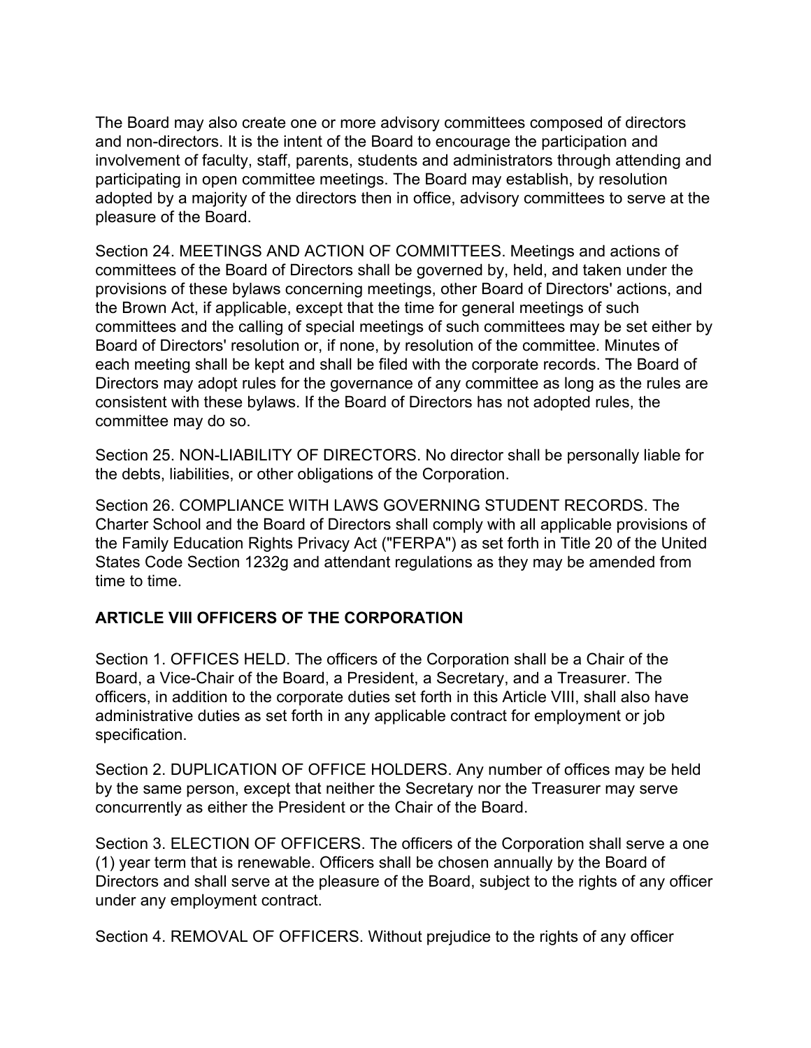The Board may also create one or more advisory committees composed of directors and non-directors. It is the intent of the Board to encourage the participation and involvement of faculty, staff, parents, students and administrators through attending and participating in open committee meetings. The Board may establish, by resolution adopted by a majority of the directors then in office, advisory committees to serve at the pleasure of the Board.

Section 24. MEETINGS AND ACTION OF COMMITTEES. Meetings and actions of committees of the Board of Directors shall be governed by, held, and taken under the provisions of these bylaws concerning meetings, other Board of Directors' actions, and the Brown Act, if applicable, except that the time for general meetings of such committees and the calling of special meetings of such committees may be set either by Board of Directors' resolution or, if none, by resolution of the committee. Minutes of each meeting shall be kept and shall be filed with the corporate records. The Board of Directors may adopt rules for the governance of any committee as long as the rules are consistent with these bylaws. If the Board of Directors has not adopted rules, the committee may do so.

Section 25. NON-LIABILITY OF DIRECTORS. No director shall be personally liable for the debts, liabilities, or other obligations of the Corporation.

Section 26. COMPLIANCE WITH LAWS GOVERNING STUDENT RECORDS. The Charter School and the Board of Directors shall comply with all applicable provisions of the Family Education Rights Privacy Act ("FERPA") as set forth in Title 20 of the United States Code Section 1232g and attendant regulations as they may be amended from time to time.

## ARTICLE VIII OFFICERS OF THE CORPORATION

Section 1. OFFICES HELD. The officers of the Corporation shall be a Chair of the Board, a Vice-Chair of the Board, a President, a Secretary, and a Treasurer. The officers, in addition to the corporate duties set forth in this Article VIII, shall also have administrative duties as set forth in any applicable contract for employment or job specification.

Section 2. DUPLICATION OF OFFICE HOLDERS. Any number of offices may be held by the same person, except that neither the Secretary nor the Treasurer may serve concurrently as either the President or the Chair of the Board.

Section 3. ELECTION OF OFFICERS. The officers of the Corporation shall serve a one (1) year term that is renewable. Officers shall be chosen annually by the Board of Directors and shall serve at the pleasure of the Board, subject to the rights of any officer under any employment contract.

Section 4. REMOVAL OF OFFICERS. Without prejudice to the rights of any officer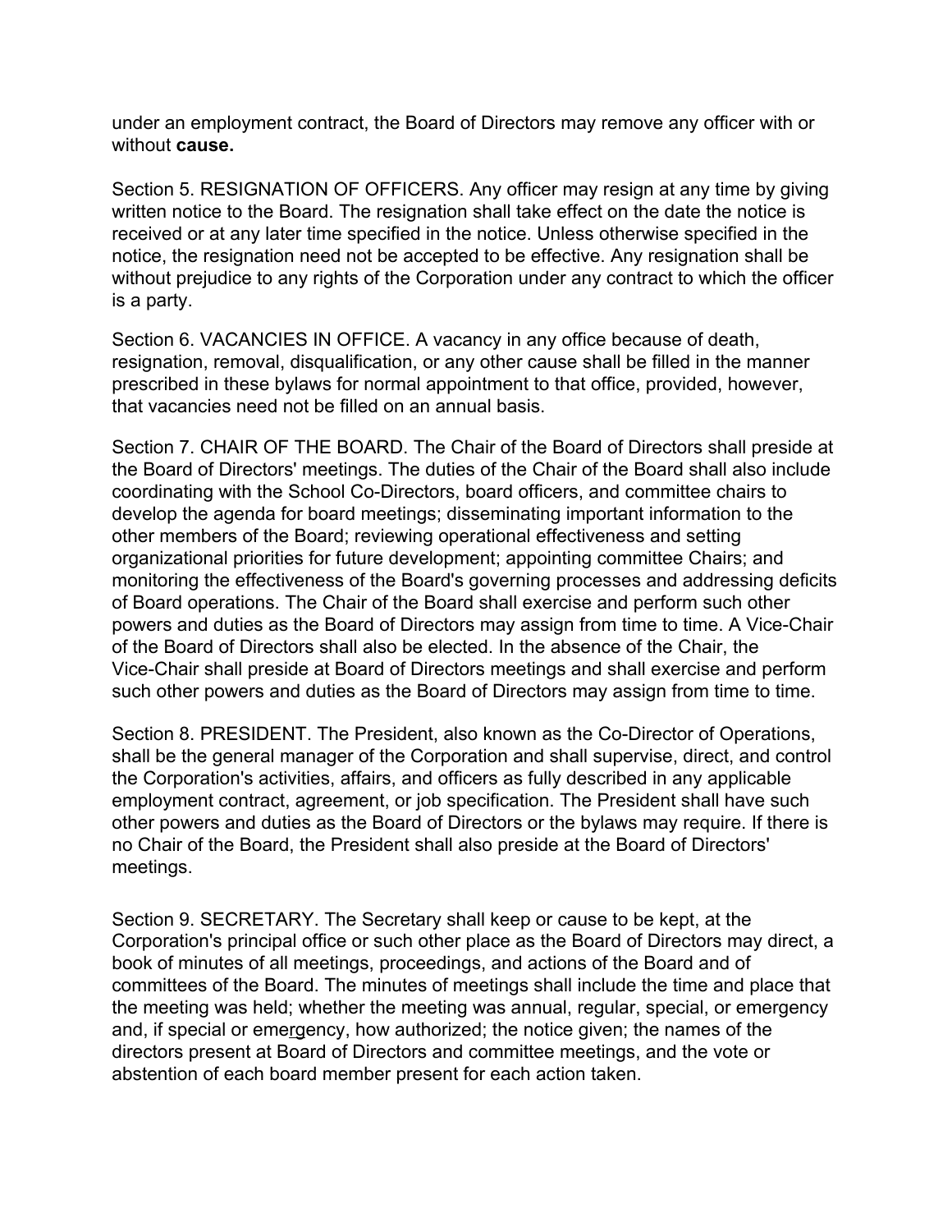under an employment contract, the Board of Directors may remove any officer with or without **cause.**

Section 5. RESIGNATION OF OFFICERS. Any officer may resign at any time by giving written notice to the Board. The resignation shall take effect on the date the notice is received or at any later time specified in the notice. Unless otherwise specified in the notice, the resignation need not be accepted to be effective. Any resignation shall be without prejudice to any rights of the Corporation under any contract to which the officer is a party.

Section 6. VACANCIES IN OFFICE. A vacancy in any office because of death, resignation, removal, disqualification, or any other cause shall be filled in the manner prescribed in these bylaws for normal appointment to that office, provided, however, that vacancies need not be filled on an annual basis.

Section 7. CHAIR OF THE BOARD. The Chair of the Board of Directors shall preside at the Board of Directors' meetings. The duties of the Chair of the Board shall also include coordinating with the School Co-Directors, board officers, and committee chairs to develop the agenda for board meetings; disseminating important information to the other members of the Board; reviewing operational effectiveness and setting organizational priorities for future development; appointing committee Chairs; and monitoring the effectiveness of the Board's governing processes and addressing deficits of Board operations. The Chair of the Board shall exercise and perform such other powers and duties as the Board of Directors may assign from time to time. A Vice-Chair of the Board of Directors shall also be elected. In the absence of the Chair, the Vice-Chair shall preside at Board of Directors meetings and shall exercise and perform such other powers and duties as the Board of Directors may assign from time to time.

Section 8. PRESIDENT. The President, also known as the Co-Director of Operations, shall be the general manager of the Corporation and shall supervise, direct, and control the Corporation's activities, affairs, and officers as fully described in any applicable employment contract, agreement, or job specification. The President shall have such other powers and duties as the Board of Directors or the bylaws may require. If there is no Chair of the Board, the President shall also preside at the Board of Directors' meetings.

Section 9. SECRETARY. The Secretary shall keep or cause to be kept, at the Corporation's principal office or such other place as the Board of Directors may direct, a book of minutes of all meetings, proceedings, and actions of the Board and of committees of the Board. The minutes of meetings shall include the time and place that the meeting was held; whether the meeting was annual, regular, special, or emergency and, if special or emergency, how authorized; the notice given; the names of the directors present at Board of Directors and committee meetings, and the vote or abstention of each board member present for each action taken.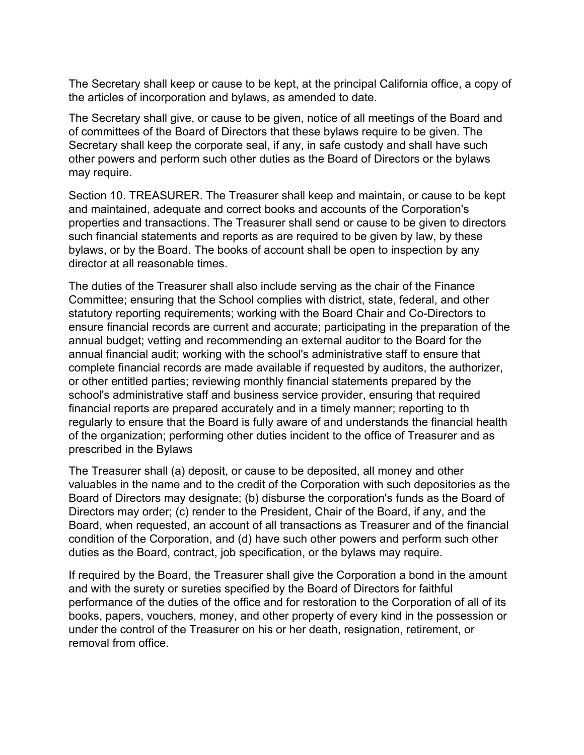The Secretary shall keep or cause to be kept, at the principal California office, a copy of the articles of incorporation and bylaws, as amended to date.

The Secretary shall give, or cause to be given, notice of all meetings of the Board and of committees of the Board of Directors that these bylaws require to be given. The Secretary shall keep the corporate seal, if any, in safe custody and shall have such other powers and perform such other duties as the Board of Directors or the bylaws may require.

Section 10. TREASURER. The Treasurer shall keep and maintain, or cause to be kept and maintained, adequate and correct books and accounts of the Corporation's properties and transactions. The Treasurer shall send or cause to be given to directors such financial statements and reports as are required to be given by law, by these bylaws, or by the Board. The books of account shall be open to inspection by any director at all reasonable times.

The duties of the Treasurer shall also include serving as the chair of the Finance Committee; ensuring that the School complies with district, state, federal, and other statutory reporting requirements; working with the Board Chair and Co-Directors to ensure financial records are current and accurate; participating in the preparation of the annual budget; vetting and recommending an external auditor to the Board for the annual financial audit; working with the school's administrative staff to ensure that complete financial records are made available if requested by auditors, the authorizer, or other entitled parties; reviewing monthly financial statements prepared by the school's administrative staff and business service provider, ensuring that required financial reports are prepared accurately and in a timely manner; reporting to th regularly to ensure that the Board is fully aware of and understands the financial health of the organization; performing other duties incident to the office of Treasurer and as prescribed in the Bylaws

The Treasurer shall (a) deposit, or cause to be deposited, all money and other valuables in the name and to the credit of the Corporation with such depositories as the Board of Directors may designate; (b) disburse the corporation's funds as the Board of Directors may order; (c) render to the President, Chair of the Board, if any, and the Board, when requested, an account of all transactions as Treasurer and of the financial condition of the Corporation, and (d) have such other powers and perform such other duties as the Board, contract, job specification, or the bylaws may require.

If required by the Board, the Treasurer shall give the Corporation a bond in the amount and with the surety or sureties specified by the Board of Directors for faithful performance of the duties of the office and for restoration to the Corporation of all of its books, papers, vouchers, money, and other property of every kind in the possession or under the control of the Treasurer on his or her death, resignation, retirement, or removal from office.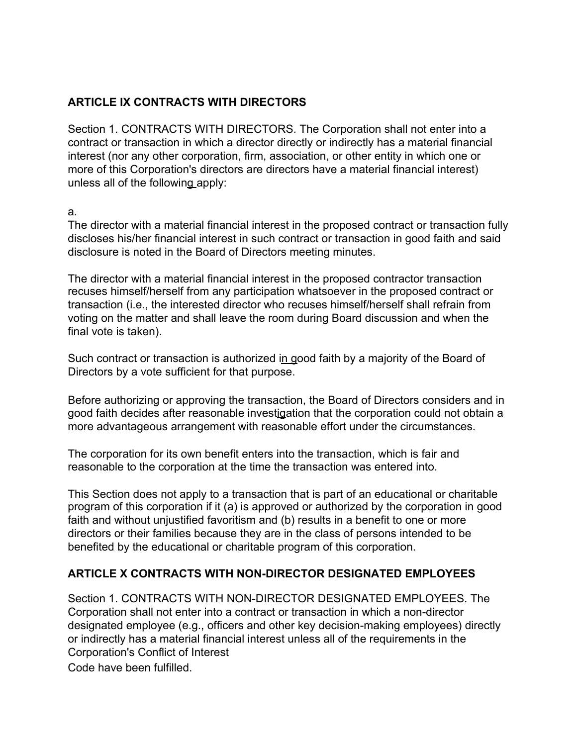## ARTICLE IX CONTRACTS WITH DIRECTORS

Section 1. CONTRACTS WITH DIRECTORS. The Corporation shall not enter into a contract or transaction in which a director directly or indirectly has a material financial interest (nor any other corporation, firm, association, or other entity in which one or more of this Corporation's directors are directors have a material financial interest) unless all of the following apply:

a.
The director with a material financial interest in the proposed contract or transaction fully discloses his/her financial interest in such contract or transaction in good faith and said disclosure is noted in the Board of Directors meeting minutes.

The director with a material financial interest in the proposed contractor transaction recuses himself/herself from any participation whatsoever in the proposed contract or transaction (i.e., the interested director who recuses himself/herself shall refrain from voting on the matter and shall leave the room during Board discussion and when the final vote is taken).

Such contract or transaction is authorized in good faith by a majority of the Board of Directors by a vote sufficient for that purpose.

Before authorizing or approving the transaction, the Board of Directors considers and in good faith decides after reasonable investigation that the corporation could not obtain a more advantageous arrangement with reasonable effort under the circumstances.

The corporation for its own benefit enters into the transaction, which is fair and reasonable to the corporation at the time the transaction was entered into.

This Section does not apply to a transaction that is part of an educational or charitable program of this corporation if it (a) is approved or authorized by the corporation in good faith and without unjustified favoritism and (b) results in a benefit to one or more directors or their families because they are in the class of persons intended to be benefited by the educational or charitable program of this corporation.

## ARTICLE X CONTRACTS WITH NON-DIRECTOR DESIGNATED EMPLOYEES

Section 1. CONTRACTS WITH NON-DIRECTOR DESIGNATED EMPLOYEES. The Corporation shall not enter into a contract or transaction in which a non-director designated employee (e.g., officers and other key decision-making employees) directly or indirectly has a material financial interest unless all of the requirements in the Corporation's Conflict of Interest Code have been fulfilled.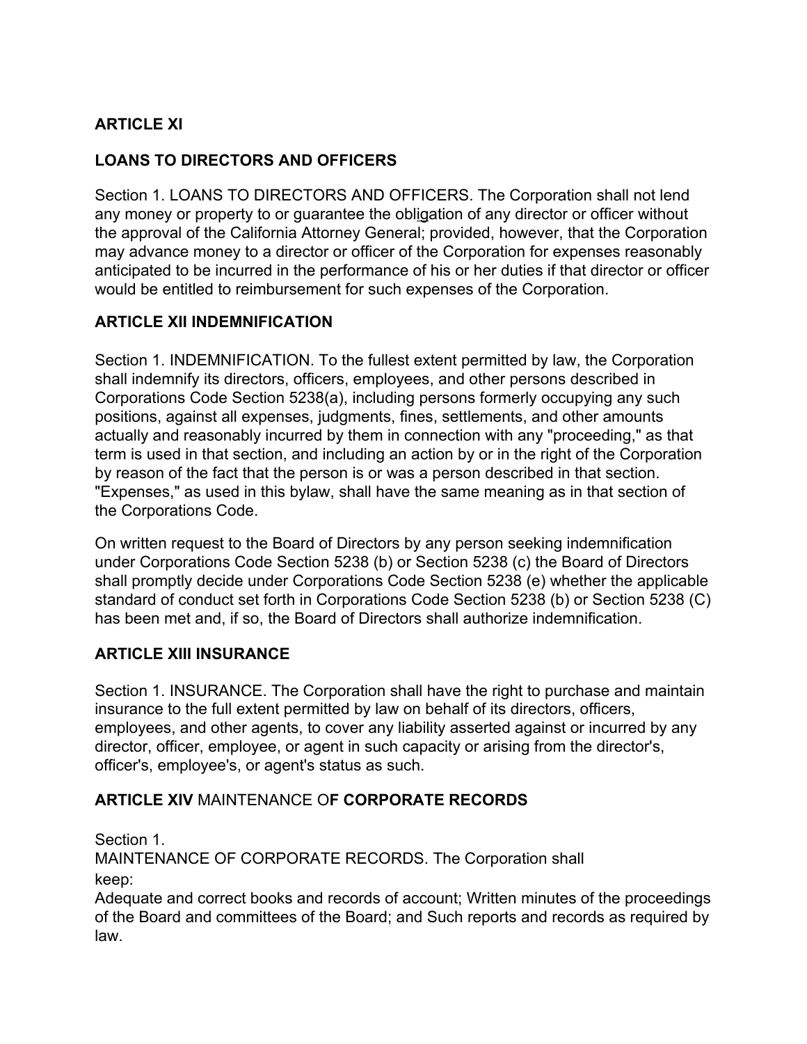## ARTICLE XI

## LOANS TO DIRECTORS AND OFFICERS

Section 1. LOANS TO DIRECTORS AND OFFICERS. The Corporation shall not lend any money or property to or guarantee the obligation of any director or officer without the approval of the California Attorney General; provided, however, that the Corporation may advance money to a director or officer of the Corporation for expenses reasonably anticipated to be incurred in the performance of his or her duties if that director or officer would be entitled to reimbursement for such expenses of the Corporation.

## ARTICLE XII INDEMNIFICATION

Section 1. INDEMNIFICATION. To the fullest extent permitted by law, the Corporation shall indemnify its directors, officers, employees, and other persons described in Corporations Code Section 5238(a), including persons formerly occupying any such positions, against all expenses, judgments, fines, settlements, and other amounts actually and reasonably incurred by them in connection with any "proceeding," as that term is used in that section, and including an action by or in the right of the Corporation by reason of the fact that the person is or was a person described in that section. "Expenses," as used in this bylaw, shall have the same meaning as in that section of the Corporations Code.

On written request to the Board of Directors by any person seeking indemnification under Corporations Code Section 5238 (b) or Section 5238 (c) the Board of Directors shall promptly decide under Corporations Code Section 5238 (e) whether the applicable standard of conduct set forth in Corporations Code Section 5238 (b) or Section 5238 (C) has been met and, if so, the Board of Directors shall authorize indemnification.

## ARTICLE XIII INSURANCE

Section 1. INSURANCE. The Corporation shall have the right to purchase and maintain insurance to the full extent permitted by law on behalf of its directors, officers, employees, and other agents, to cover any liability asserted against or incurred by any director, officer, employee, or agent in such capacity or arising from the director's, officer's, employee's, or agent's status as such.

## ARTICLE XIV MAINTENANCE OF CORPORATE RECORDS

Section 1.
MAINTENANCE OF CORPORATE RECORDS. The Corporation shall keep:
Adequate and correct books and records of account; Written minutes of the proceedings of the Board and committees of the Board; and Such reports and records as required by law.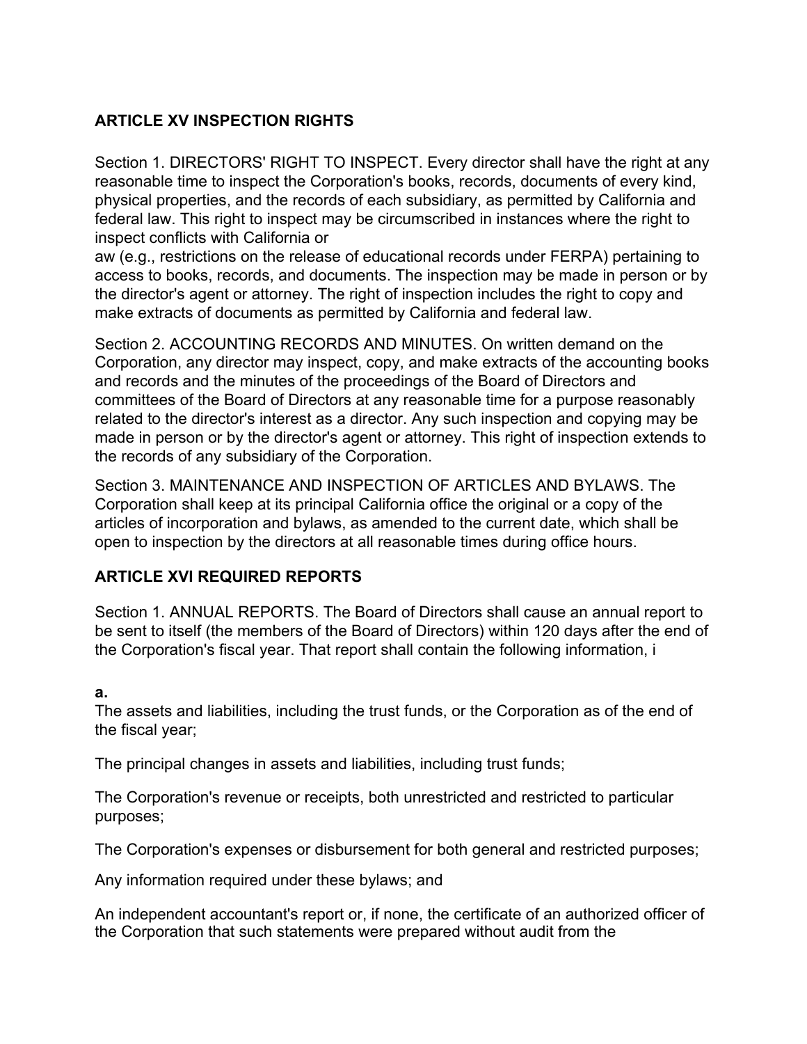## ARTICLE XV INSPECTION RIGHTS

Section 1. DIRECTORS' RIGHT TO INSPECT. Every director shall have the right at any reasonable time to inspect the Corporation's books, records, documents of every kind, physical properties, and the records of each subsidiary, as permitted by California and federal law. This right to inspect may be circumscribed in instances where the right to inspect conflicts with California or
aw (e.g., restrictions on the release of educational records under FERPA) pertaining to access to books, records, and documents. The inspection may be made in person or by the director's agent or attorney. The right of inspection includes the right to copy and make extracts of documents as permitted by California and federal law.

Section 2. ACCOUNTING RECORDS AND MINUTES. On written demand on the Corporation, any director may inspect, copy, and make extracts of the accounting books and records and the minutes of the proceedings of the Board of Directors and committees of the Board of Directors at any reasonable time for a purpose reasonably related to the director's interest as a director. Any such inspection and copying may be made in person or by the director's agent or attorney. This right of inspection extends to the records of any subsidiary of the Corporation.

Section 3. MAINTENANCE AND INSPECTION OF ARTICLES AND BYLAWS. The Corporation shall keep at its principal California office the original or a copy of the articles of incorporation and bylaws, as amended to the current date, which shall be open to inspection by the directors at all reasonable times during office hours.

## ARTICLE XVI REQUIRED REPORTS

Section 1. ANNUAL REPORTS. The Board of Directors shall cause an annual report to be sent to itself (the members of the Board of Directors) within 120 days after the end of the Corporation's fiscal year. That report shall contain the following information, i

**a.**
The assets and liabilities, including the trust funds, or the Corporation as of the end of the fiscal year;

The principal changes in assets and liabilities, including trust funds;

The Corporation's revenue or receipts, both unrestricted and restricted to particular purposes;

The Corporation's expenses or disbursement for both general and restricted purposes;

Any information required under these bylaws; and

An independent accountant's report or, if none, the certificate of an authorized officer of the Corporation that such statements were prepared without audit from the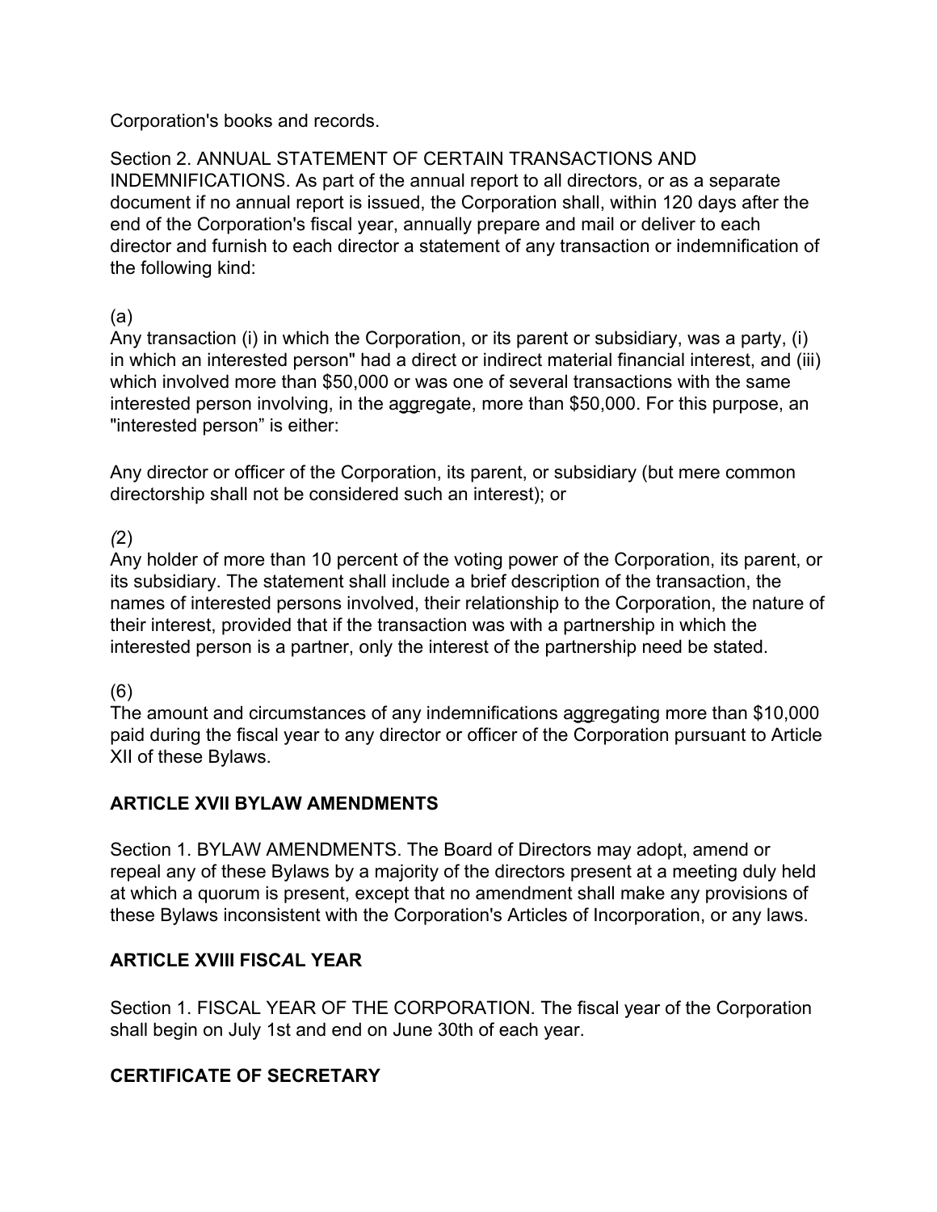Corporation's books and records.

Section 2. ANNUAL STATEMENT OF CERTAIN TRANSACTIONS AND INDEMNIFICATIONS. As part of the annual report to all directors, or as a separate document if no annual report is issued, the Corporation shall, within 120 days after the end of the Corporation's fiscal year, annually prepare and mail or deliver to each director and furnish to each director a statement of any transaction or indemnification of the following kind:

(a)
Any transaction (i) in which the Corporation, or its parent or subsidiary, was a party, (i) in which an interested person" had a direct or indirect material financial interest, and (iii) which involved more than $50,000 or was one of several transactions with the same interested person involving, in the aggregate, more than $50,000. For this purpose, an "interested person" is either:

Any director or officer of the Corporation, its parent, or subsidiary (but mere common directorship shall not be considered such an interest); or

(2)
Any holder of more than 10 percent of the voting power of the Corporation, its parent, or its subsidiary. The statement shall include a brief description of the transaction, the names of interested persons involved, their relationship to the Corporation, the nature of their interest, provided that if the transaction was with a partnership in which the interested person is a partner, only the interest of the partnership need be stated.

(6)
The amount and circumstances of any indemnifications aggregating more than $10,000 paid during the fiscal year to any director or officer of the Corporation pursuant to Article XII of these Bylaws.

## ARTICLE XVII BYLAW AMENDMENTS

Section 1. BYLAW AMENDMENTS. The Board of Directors may adopt, amend or repeal any of these Bylaws by a majority of the directors present at a meeting duly held at which a quorum is present, except that no amendment shall make any provisions of these Bylaws inconsistent with the Corporation's Articles of Incorporation, or any laws.

## ARTICLE XVIII FISCAL YEAR

Section 1. FISCAL YEAR OF THE CORPORATION. The fiscal year of the Corporation shall begin on July 1st and end on June 30th of each year.

## CERTIFICATE OF SECRETARY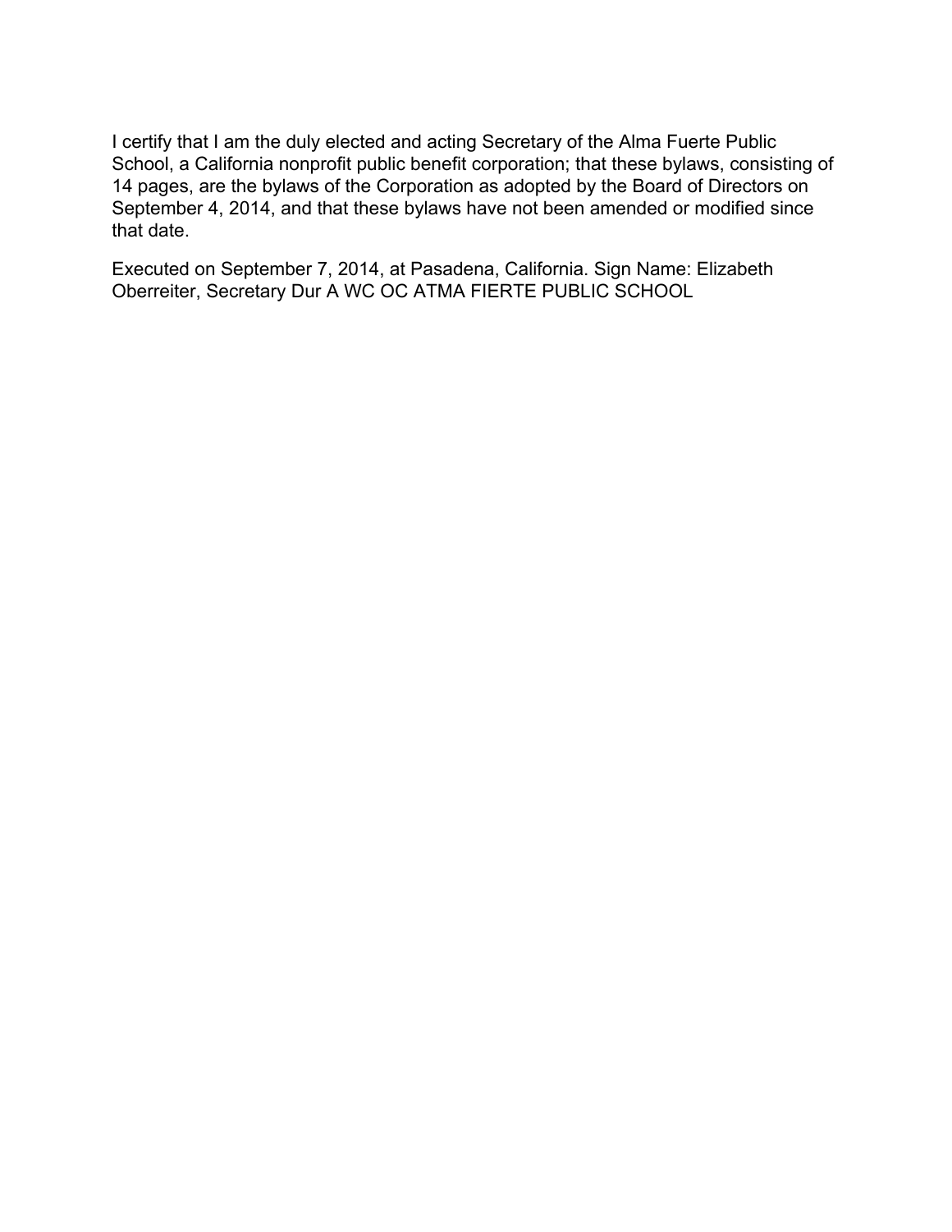I certify that I am the duly elected and acting Secretary of the Alma Fuerte Public School, a California nonprofit public benefit corporation; that these bylaws, consisting of 14 pages, are the bylaws of the Corporation as adopted by the Board of Directors on September 4, 2014, and that these bylaws have not been amended or modified since that date.

Executed on September 7, 2014, at Pasadena, California. Sign Name: Elizabeth Oberreiter, Secretary Dur A WC OC ATMA FIERTE PUBLIC SCHOOL